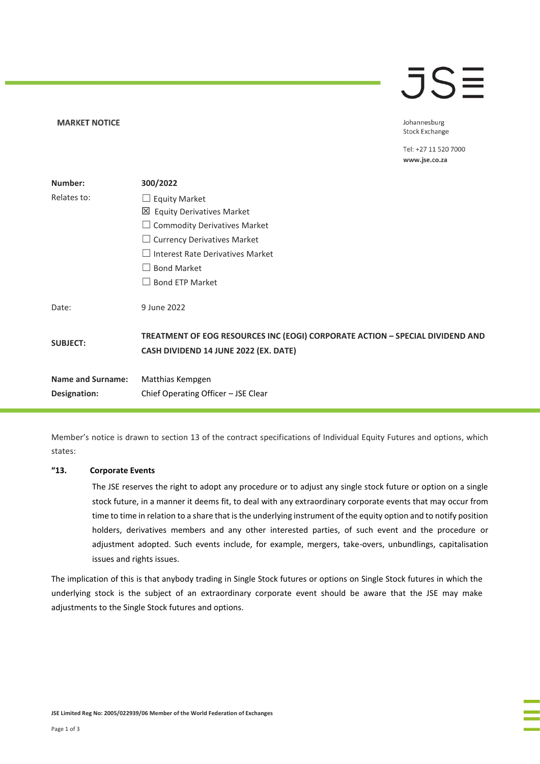**MARKET NOTICE**

Johannesburg Stock Exchange

Tel: +27 11 520 7000
**www.jse.co.za**

| | |
|---|---|
| **Number:** | **300/2022** |
| Relates to: | ☐ Equity Market<br>☒ Equity Derivatives Market<br>☐ Commodity Derivatives Market<br>☐ Currency Derivatives Market<br>☐ Interest Rate Derivatives Market<br>☐ Bond Market<br>☐ Bond ETP Market |
| Date: | 9 June 2022 |
| **SUBJECT:** | **TREATMENT OF EOG RESOURCES INC (EOGI) CORPORATE ACTION – SPECIAL DIVIDEND AND CASH DIVIDEND 14 JUNE 2022 (EX. DATE)** |
| **Name and Surname:** | Matthias Kempgen |
| **Designation:** | Chief Operating Officer – JSE Clear |

Member's notice is drawn to section 13 of the contract specifications of Individual Equity Futures and options, which states:

**"13. Corporate Events**

The JSE reserves the right to adopt any procedure or to adjust any single stock future or option on a single stock future, in a manner it deems fit, to deal with any extraordinary corporate events that may occur from time to time in relation to a share that is the underlying instrument of the equity option and to notify position holders, derivatives members and any other interested parties, of such event and the procedure or adjustment adopted. Such events include, for example, mergers, take-overs, unbundlings, capitalisation issues and rights issues.

The implication of this is that anybody trading in Single Stock futures or options on Single Stock futures in which the underlying stock is the subject of an extraordinary corporate event should be aware that the JSE may make adjustments to the Single Stock futures and options.

JSE Limited Reg No: 2005/022939/06 Member of the World Federation of Exchanges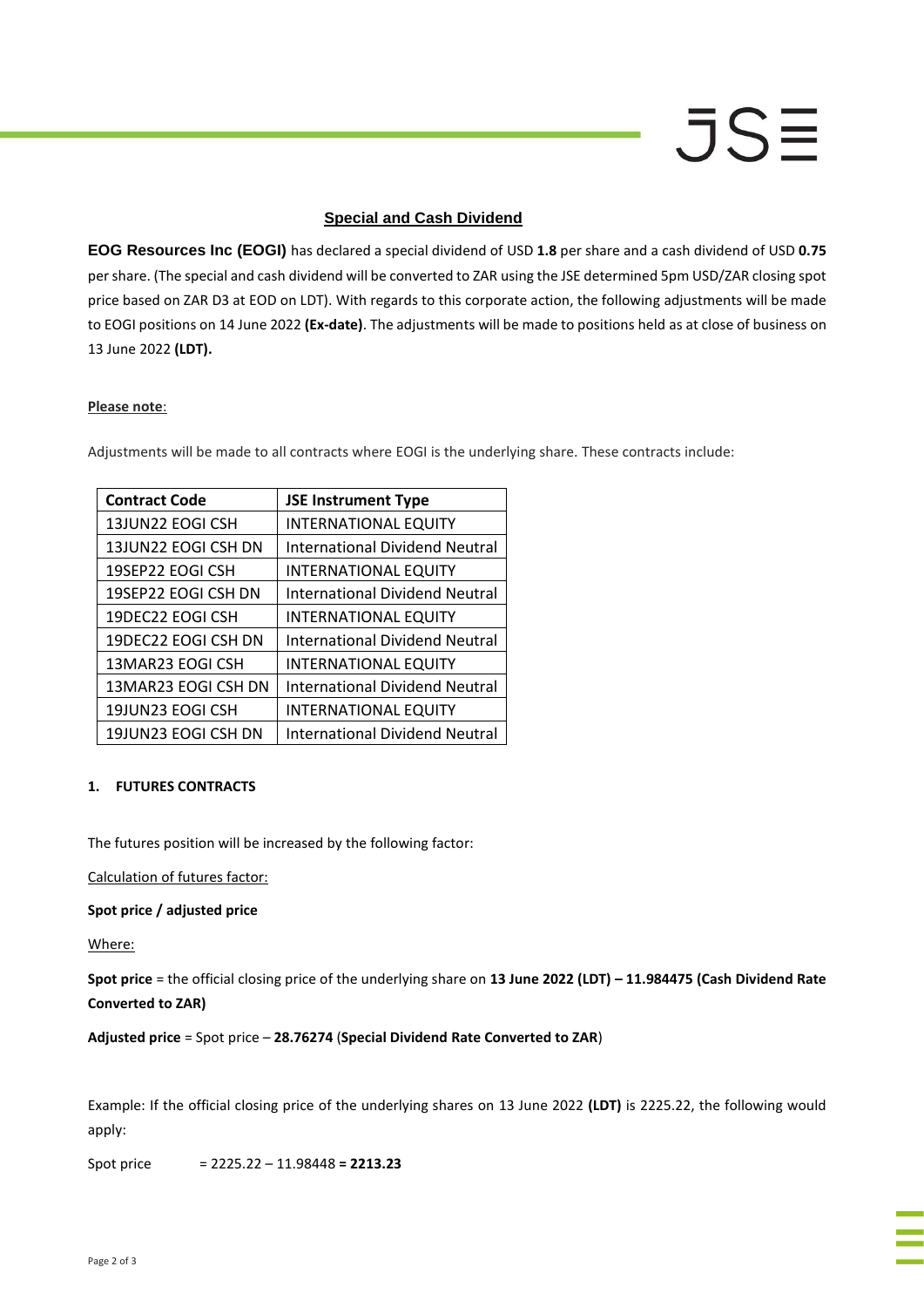## Special and Cash Dividend

**EOG Resources Inc (EOGI)** has declared a special dividend of USD **1.8** per share and a cash dividend of USD **0.75** per share. (The special and cash dividend will be converted to ZAR using the JSE determined 5pm USD/ZAR closing spot price based on ZAR D3 at EOD on LDT). With regards to this corporate action, the following adjustments will be made to EOGI positions on 14 June 2022 **(Ex-date)**. The adjustments will be made to positions held as at close of business on 13 June 2022 **(LDT).**

**Please note**:

Adjustments will be made to all contracts where EOGI is the underlying share. These contracts include:

| Contract Code | JSE Instrument Type |
|---|---|
| 13JUN22 EOGI CSH | INTERNATIONAL EQUITY |
| 13JUN22 EOGI CSH DN | International Dividend Neutral |
| 19SEP22 EOGI CSH | INTERNATIONAL EQUITY |
| 19SEP22 EOGI CSH DN | International Dividend Neutral |
| 19DEC22 EOGI CSH | INTERNATIONAL EQUITY |
| 19DEC22 EOGI CSH DN | International Dividend Neutral |
| 13MAR23 EOGI CSH | INTERNATIONAL EQUITY |
| 13MAR23 EOGI CSH DN | International Dividend Neutral |
| 19JUN23 EOGI CSH | INTERNATIONAL EQUITY |
| 19JUN23 EOGI CSH DN | International Dividend Neutral |

**1. FUTURES CONTRACTS**

The futures position will be increased by the following factor:

Calculation of futures factor:

**Spot price / adjusted price**

Where:

**Spot price** = the official closing price of the underlying share on **13 June 2022 (LDT) – 11.984475 (Cash Dividend Rate Converted to ZAR)**

**Adjusted price** = Spot price – **28.76274** (**Special Dividend Rate Converted to ZAR**)

Example: If the official closing price of the underlying shares on 13 June 2022 **(LDT)** is 2225.22, the following would apply:

Spot price = 2225.22 – 11.98448 **= 2213.23**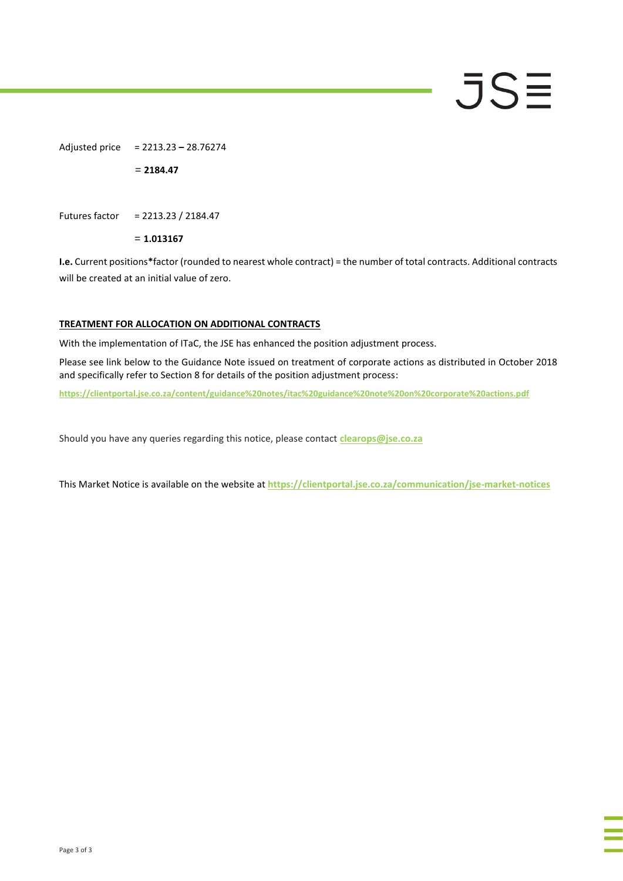Adjusted price = 2213.23 **–** 28.76274

= **2184.47**

Futures factor = 2213.23 / 2184.47

= **1.013167**

**I.e.** Current positions**\***factor (rounded to nearest whole contract) = the number of total contracts. Additional contracts will be created at an initial value of zero.

**TREATMENT FOR ALLOCATION ON ADDITIONAL CONTRACTS**

With the implementation of ITaC, the JSE has enhanced the position adjustment process.

Please see link below to the Guidance Note issued on treatment of corporate actions as distributed in October 2018 and specifically refer to Section 8 for details of the position adjustment process:

**https://clientportal.jse.co.za/content/guidance%20notes/itac%20guidance%20note%20on%20corporate%20actions.pdf**

Should you have any queries regarding this notice, please contact **clearops@jse.co.za**

This Market Notice is available on the website at **https://clientportal.jse.co.za/communication/jse-market-notices**